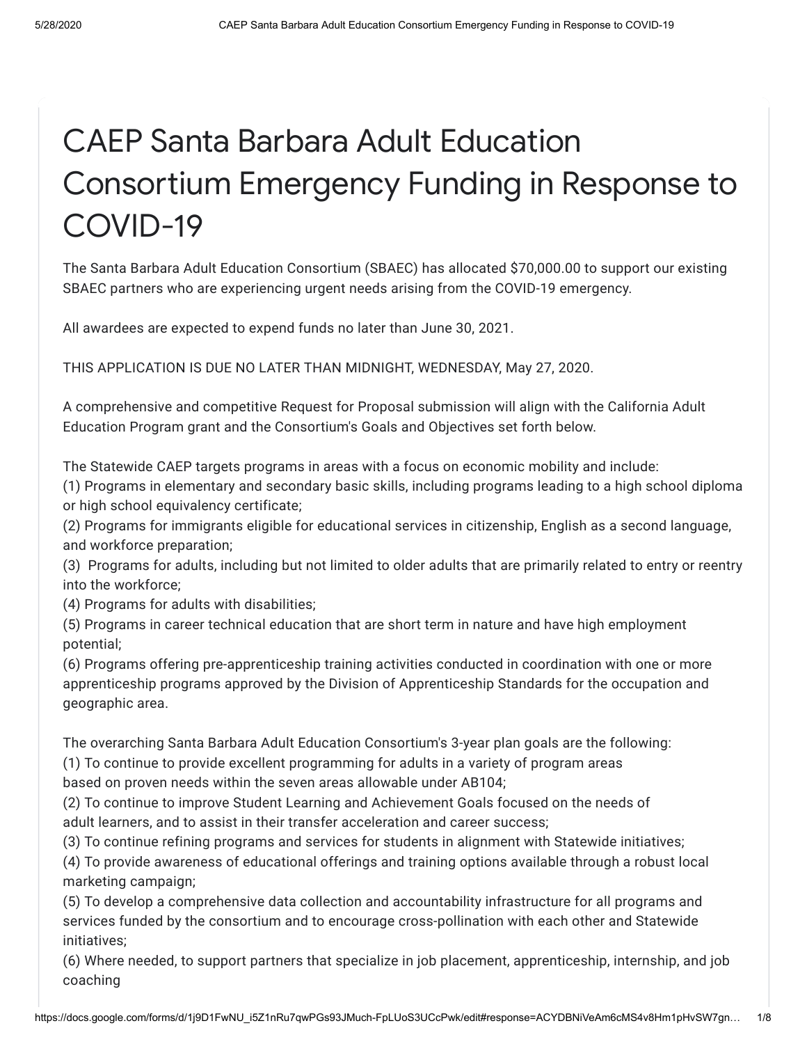# CAEP Santa Barbara Adult Education Consortium Emergency Funding in Response to COVID-19

The Santa Barbara Adult Education Consortium (SBAEC) has allocated $70,000.00 to support our existing SBAEC partners who are experiencing urgent needs arising from the COVID-19 emergency.

All awardees are expected to expend funds no later than June 30, 2021.

THIS APPLICATION IS DUE NO LATER THAN MIDNIGHT, WEDNESDAY, May 27, 2020.

A comprehensive and competitive Request for Proposal submission will align with the California Adult Education Program grant and the Consortium's Goals and Objectives set forth below.

The Statewide CAEP targets programs in areas with a focus on economic mobility and include:
(1) Programs in elementary and secondary basic skills, including programs leading to a high school diploma or high school equivalency certificate;
(2) Programs for immigrants eligible for educational services in citizenship, English as a second language, and workforce preparation;
(3) Programs for adults, including but not limited to older adults that are primarily related to entry or reentry into the workforce;
(4) Programs for adults with disabilities;
(5) Programs in career technical education that are short term in nature and have high employment potential;
(6) Programs offering pre-apprenticeship training activities conducted in coordination with one or more apprenticeship programs approved by the Division of Apprenticeship Standards for the occupation and geographic area.

The overarching Santa Barbara Adult Education Consortium's 3-year plan goals are the following:
(1) To continue to provide excellent programming for adults in a variety of program areas based on proven needs within the seven areas allowable under AB104;
(2) To continue to improve Student Learning and Achievement Goals focused on the needs of adult learners, and to assist in their transfer acceleration and career success;
(3) To continue refining programs and services for students in alignment with Statewide initiatives;
(4) To provide awareness of educational offerings and training options available through a robust local marketing campaign;
(5) To develop a comprehensive data collection and accountability infrastructure for all programs and services funded by the consortium and to encourage cross-pollination with each other and Statewide initiatives;
(6) Where needed, to support partners that specialize in job placement, apprenticeship, internship, and job coaching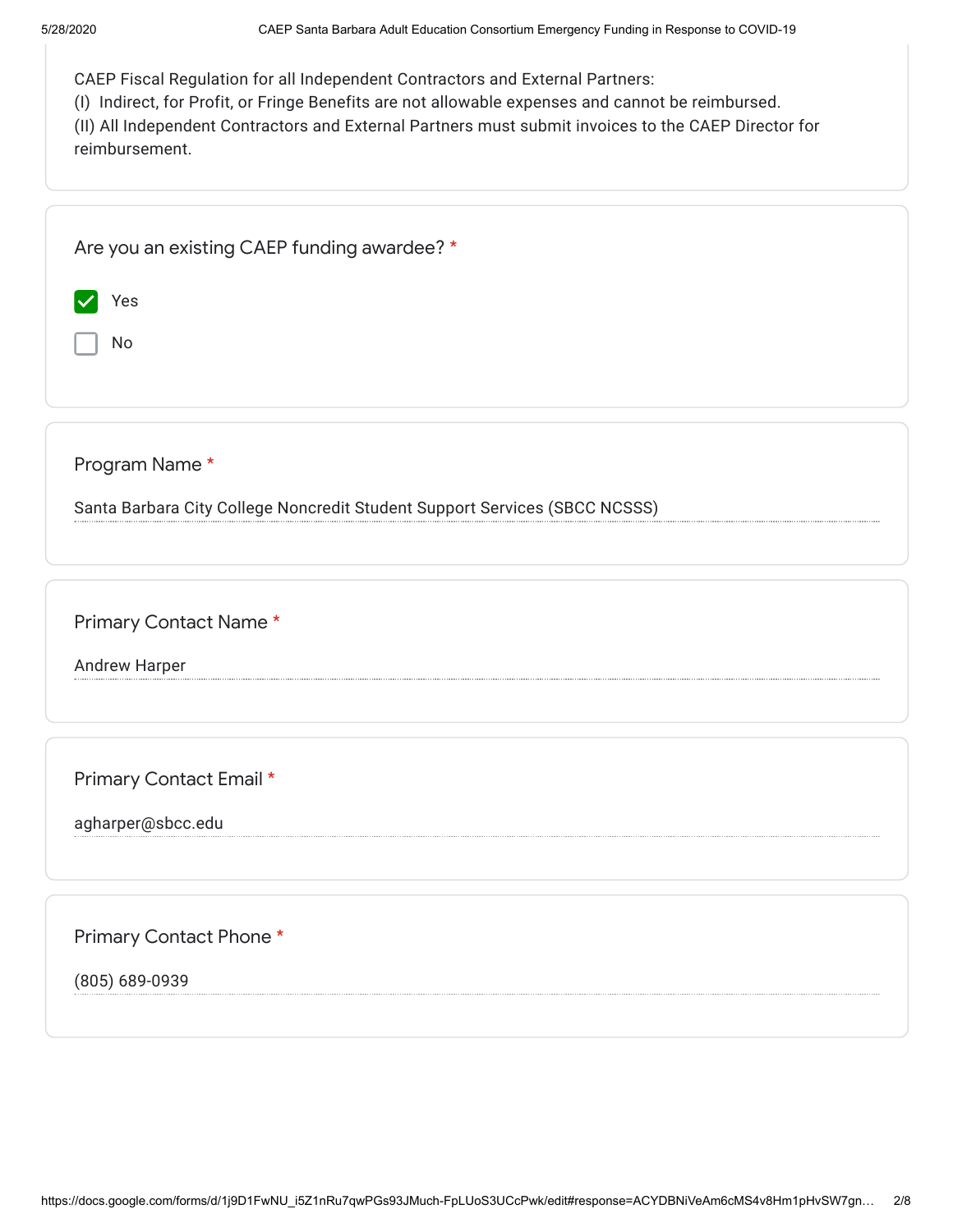CAEP Fiscal Regulation for all Independent Contractors and External Partners:
(I) Indirect, for Profit, or Fringe Benefits are not allowable expenses and cannot be reimbursed.
(II) All Independent Contractors and External Partners must submit invoices to the CAEP Director for reimbursement.

Are you an existing CAEP funding awardee? *

- [x] Yes
- [ ] No

Program Name *

Santa Barbara City College Noncredit Student Support Services (SBCC NCSSS)

Primary Contact Name *

Andrew Harper

Primary Contact Email *

agharper@sbcc.edu

Primary Contact Phone *

(805) 689-0939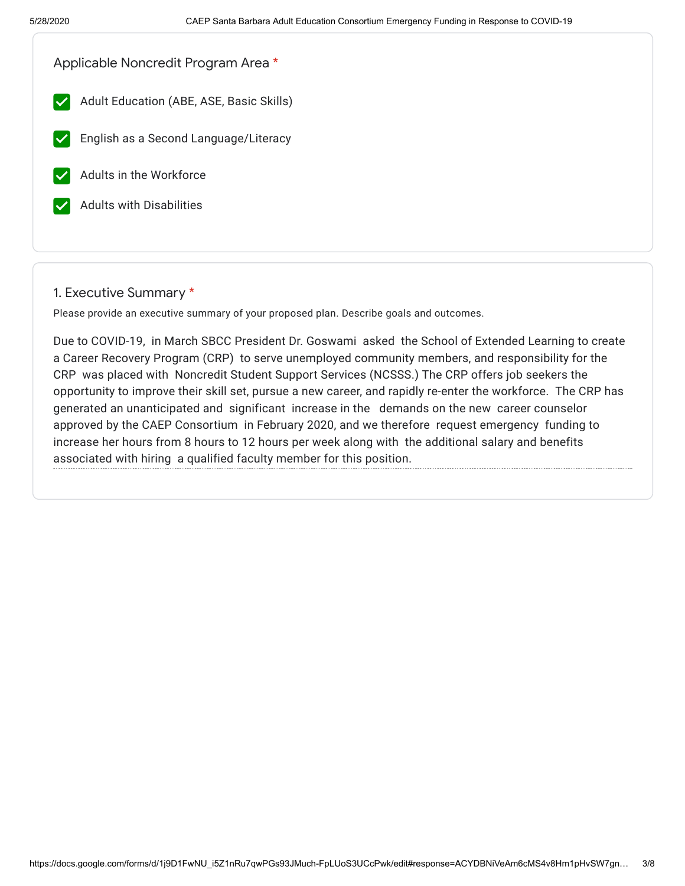Applicable Noncredit Program Area *

- [x] Adult Education (ABE, ASE, Basic Skills)
- [x] English as a Second Language/Literacy
- [x] Adults in the Workforce
- [x] Adults with Disabilities

## 1. Executive Summary *

Please provide an executive summary of your proposed plan. Describe goals and outcomes.

Due to COVID-19, in March SBCC President Dr. Goswami asked the School of Extended Learning to create a Career Recovery Program (CRP) to serve unemployed community members, and responsibility for the CRP was placed with Noncredit Student Support Services (NCSSS.) The CRP offers job seekers the opportunity to improve their skill set, pursue a new career, and rapidly re-enter the workforce. The CRP has generated an unanticipated and significant increase in the demands on the new career counselor approved by the CAEP Consortium in February 2020, and we therefore request emergency funding to increase her hours from 8 hours to 12 hours per week along with the additional salary and benefits associated with hiring a qualified faculty member for this position.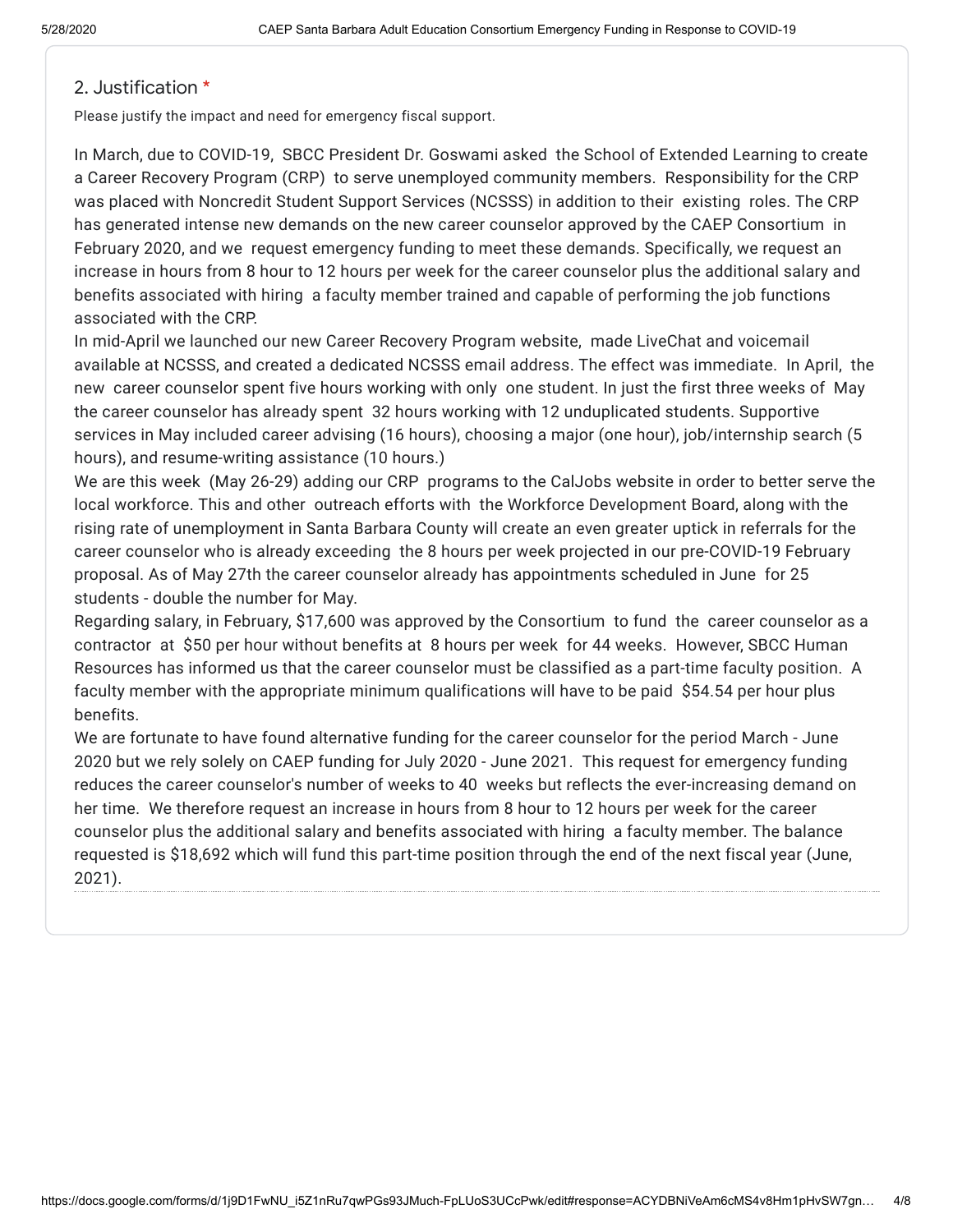## 2. Justification *

Please justify the impact and need for emergency fiscal support.

In March, due to COVID-19, SBCC President Dr. Goswami asked the School of Extended Learning to create a Career Recovery Program (CRP) to serve unemployed community members. Responsibility for the CRP was placed with Noncredit Student Support Services (NCSSS) in addition to their existing roles. The CRP has generated intense new demands on the new career counselor approved by the CAEP Consortium in February 2020, and we request emergency funding to meet these demands. Specifically, we request an increase in hours from 8 hour to 12 hours per week for the career counselor plus the additional salary and benefits associated with hiring a faculty member trained and capable of performing the job functions associated with the CRP.

In mid-April we launched our new Career Recovery Program website, made LiveChat and voicemail available at NCSSS, and created a dedicated NCSSS email address. The effect was immediate. In April, the new career counselor spent five hours working with only one student. In just the first three weeks of May the career counselor has already spent 32 hours working with 12 unduplicated students. Supportive services in May included career advising (16 hours), choosing a major (one hour), job/internship search (5 hours), and resume-writing assistance (10 hours.)

We are this week (May 26-29) adding our CRP programs to the CalJobs website in order to better serve the local workforce. This and other outreach efforts with the Workforce Development Board, along with the rising rate of unemployment in Santa Barbara County will create an even greater uptick in referrals for the career counselor who is already exceeding the 8 hours per week projected in our pre-COVID-19 February proposal. As of May 27th the career counselor already has appointments scheduled in June for 25 students - double the number for May.

Regarding salary, in February, $17,600 was approved by the Consortium to fund the career counselor as a contractor at $50 per hour without benefits at 8 hours per week for 44 weeks. However, SBCC Human Resources has informed us that the career counselor must be classified as a part-time faculty position. A faculty member with the appropriate minimum qualifications will have to be paid $54.54 per hour plus benefits.

We are fortunate to have found alternative funding for the career counselor for the period March - June 2020 but we rely solely on CAEP funding for July 2020 - June 2021. This request for emergency funding reduces the career counselor's number of weeks to 40 weeks but reflects the ever-increasing demand on her time. We therefore request an increase in hours from 8 hour to 12 hours per week for the career counselor plus the additional salary and benefits associated with hiring a faculty member. The balance requested is $18,692 which will fund this part-time position through the end of the next fiscal year (June, 2021).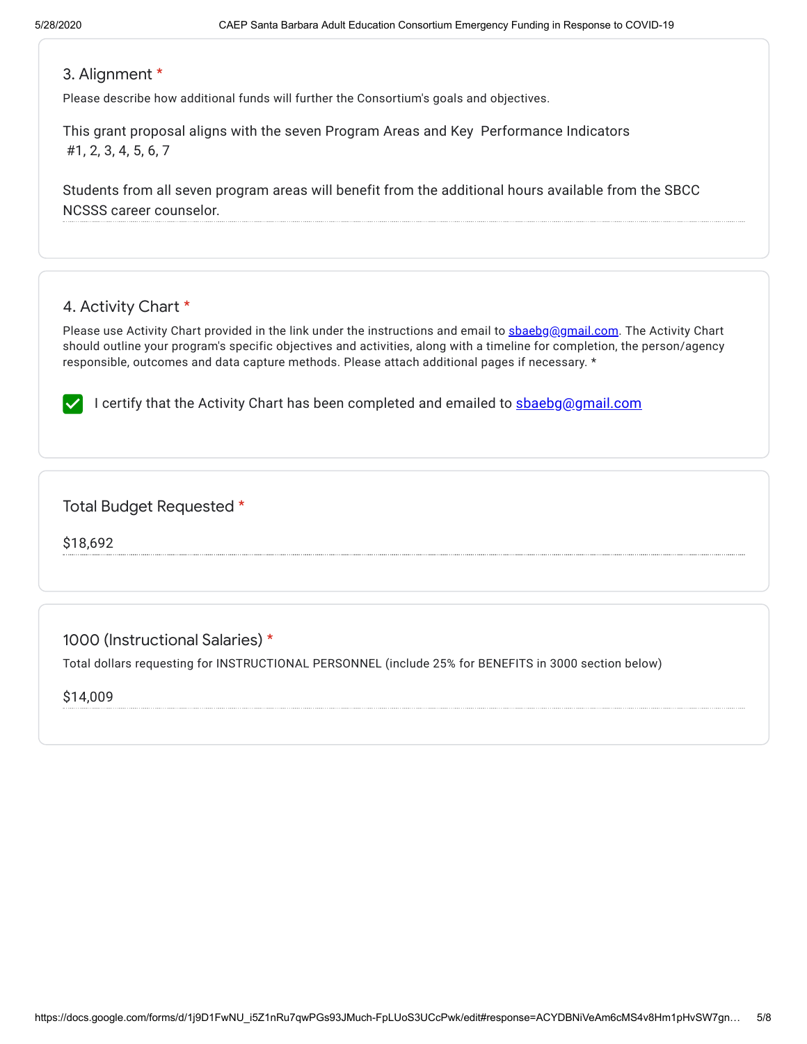## 3. Alignment *

Please describe how additional funds will further the Consortium's goals and objectives.

This grant proposal aligns with the seven Program Areas and Key Performance Indicators
#1, 2, 3, 4, 5, 6, 7

Students from all seven program areas will benefit from the additional hours available from the SBCC NCSSS career counselor.

## 4. Activity Chart *

Please use Activity Chart provided in the link under the instructions and email to sbaebg@gmail.com. The Activity Chart should outline your program's specific objectives and activities, along with a timeline for completion, the person/agency responsible, outcomes and data capture methods. Please attach additional pages if necessary. *

- [x] I certify that the Activity Chart has been completed and emailed to sbaebg@gmail.com

## Total Budget Requested *

$18,692

## 1000 (Instructional Salaries) *

Total dollars requesting for INSTRUCTIONAL PERSONNEL (include 25% for BENEFITS in 3000 section below)

$14,009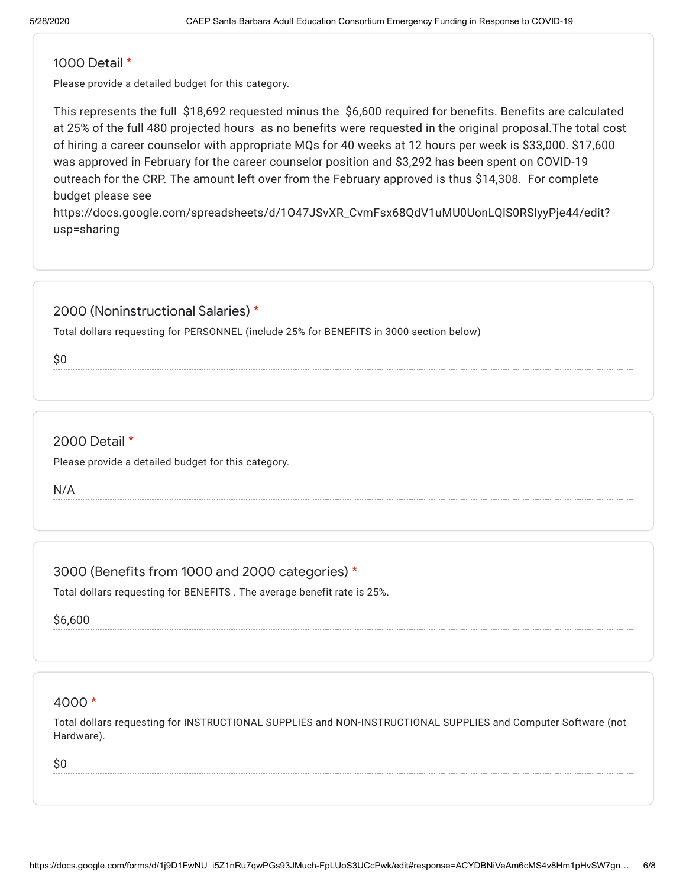## 1000 Detail *

Please provide a detailed budget for this category.

This represents the full $18,692 requested minus the $6,600 required for benefits. Benefits are calculated at 25% of the full 480 projected hours as no benefits were requested in the original proposal.The total cost of hiring a career counselor with appropriate MQs for 40 weeks at 12 hours per week is $33,000. $17,600 was approved in February for the career counselor position and $3,292 has been spent on COVID-19 outreach for the CRP. The amount left over from the February approved is thus $14,308. For complete budget please see https://docs.google.com/spreadsheets/d/1O47JSvXR_CvmFsx68QdV1uMU0UonLQlS0RSlyyPje44/edit?usp=sharing

## 2000 (Noninstructional Salaries) *

Total dollars requesting for PERSONNEL (include 25% for BENEFITS in 3000 section below)

$0

## 2000 Detail *

Please provide a detailed budget for this category.

N/A

## 3000 (Benefits from 1000 and 2000 categories) *

Total dollars requesting for BENEFITS . The average benefit rate is 25%.

$6,600

## 4000 *

Total dollars requesting for INSTRUCTIONAL SUPPLIES and NON-INSTRUCTIONAL SUPPLIES and Computer Software (not Hardware).

$0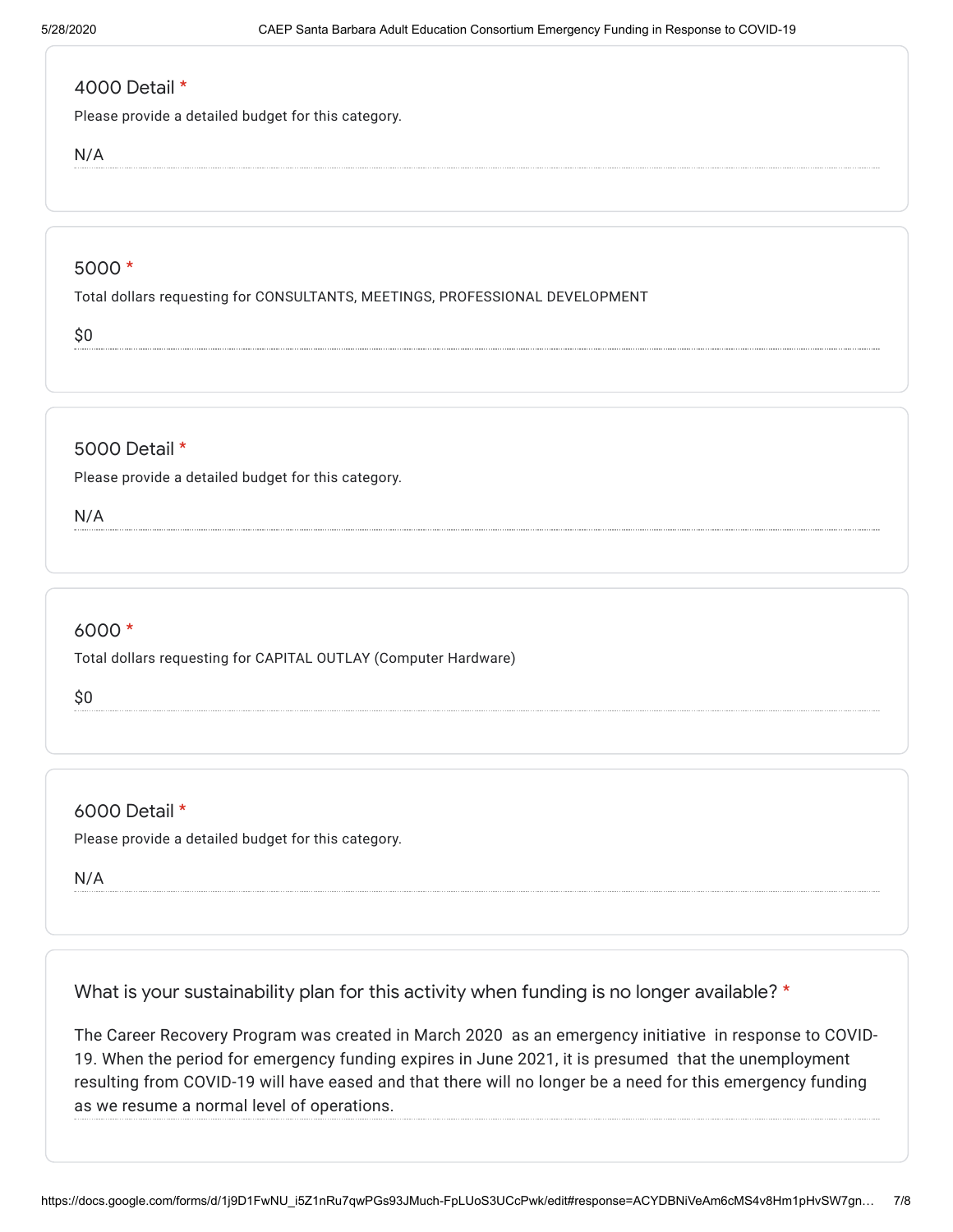### 4000 Detail *

Please provide a detailed budget for this category.

N/A

### 5000 *

Total dollars requesting for CONSULTANTS, MEETINGS, PROFESSIONAL DEVELOPMENT

$0

### 5000 Detail *

Please provide a detailed budget for this category.

N/A

### 6000 *

Total dollars requesting for CAPITAL OUTLAY (Computer Hardware)

$0

### 6000 Detail *

Please provide a detailed budget for this category.

N/A

### What is your sustainability plan for this activity when funding is no longer available? *

The Career Recovery Program was created in March 2020 as an emergency initiative in response to COVID-19. When the period for emergency funding expires in June 2021, it is presumed that the unemployment resulting from COVID-19 will have eased and that there will no longer be a need for this emergency funding as we resume a normal level of operations.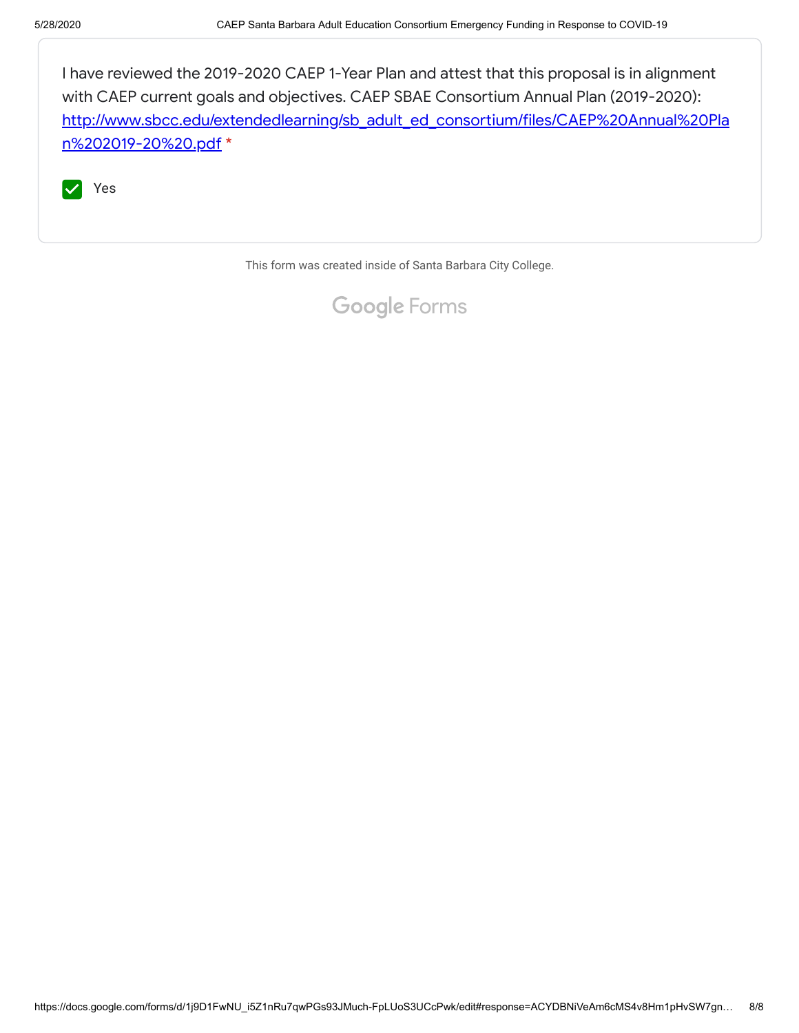I have reviewed the 2019-2020 CAEP 1-Year Plan and attest that this proposal is in alignment with CAEP current goals and objectives. CAEP SBAE Consortium Annual Plan (2019-2020): [http://www.sbcc.edu/extendedlearning/sb_adult_ed_consortium/files/CAEP%20Annual%20Plan%202019-20%20.pdf](http://www.sbcc.edu/extendedlearning/sb_adult_ed_consortium/files/CAEP%20Annual%20Plan%202019-20%20.pdf) *

- [x] Yes

This form was created inside of Santa Barbara City College.

Google Forms